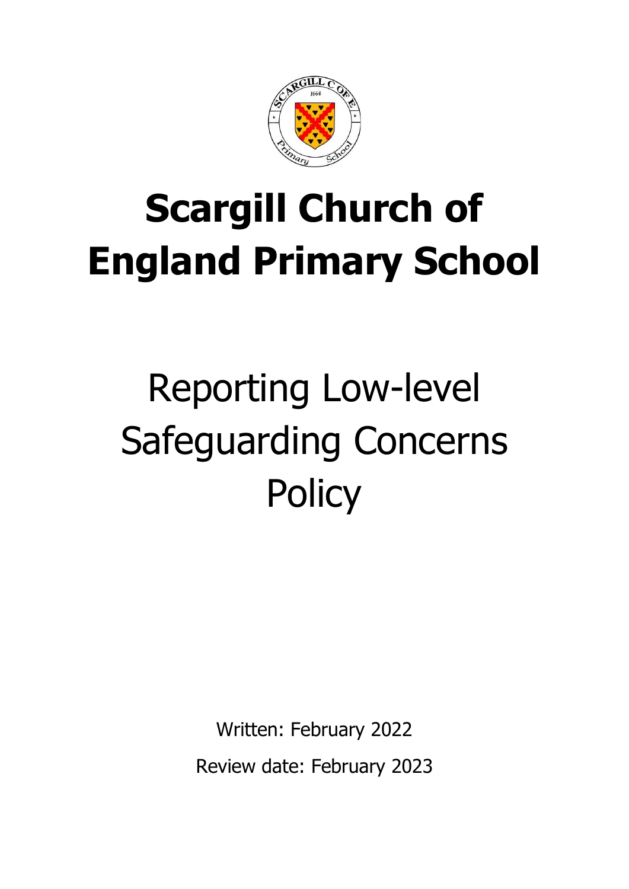# Scargill Church of England Primary School

## Reporting Low-level Safeguarding Concerns Policy

Written: February 2022

Review date: February 2023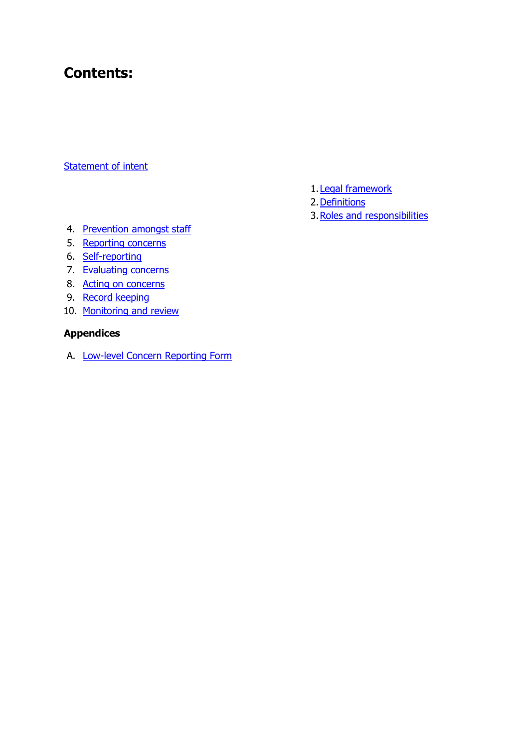# Contents:

Statement of intent

1. Legal framework
2. Definitions
3. Roles and responsibilities
4. Prevention amongst staff
5. Reporting concerns
6. Self-reporting
7. Evaluating concerns
8. Acting on concerns
9. Record keeping
10. Monitoring and review

**Appendices**

A. Low-level Concern Reporting Form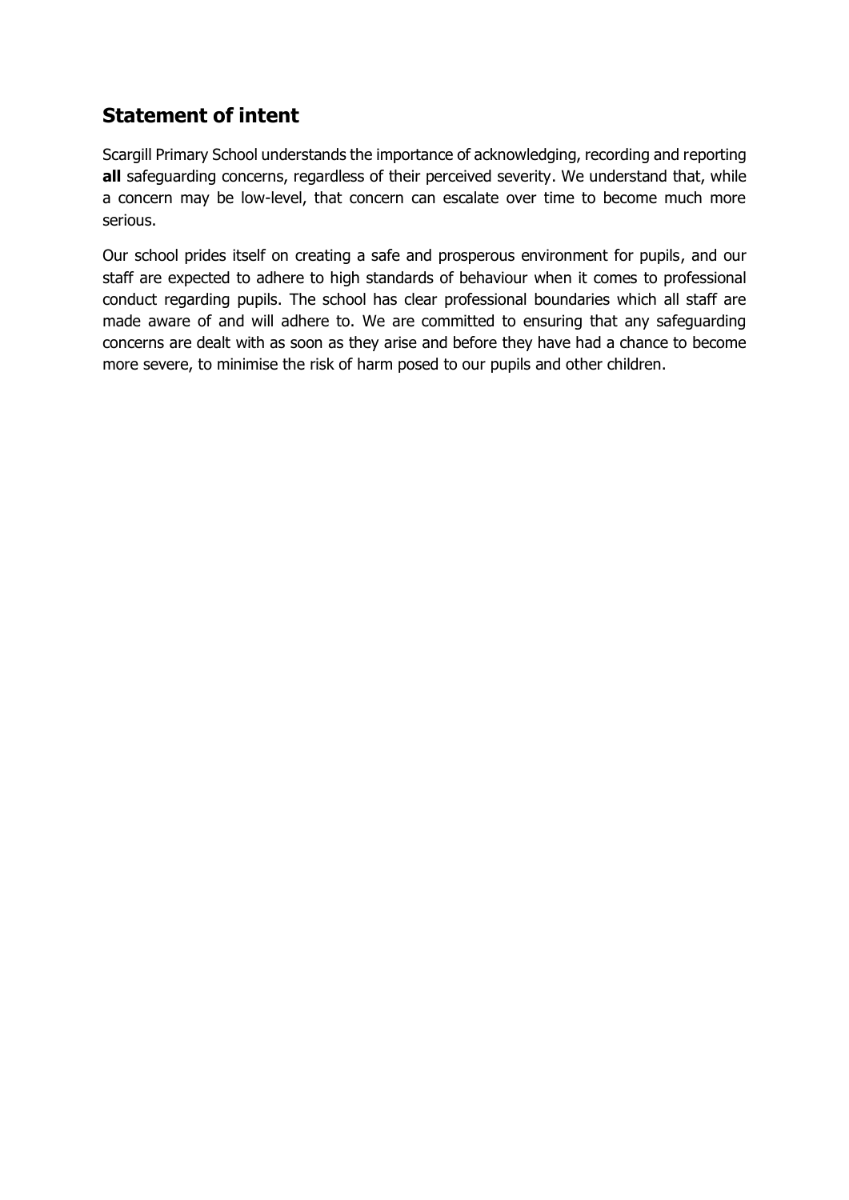## Statement of intent

Scargill Primary School understands the importance of acknowledging, recording and reporting **all** safeguarding concerns, regardless of their perceived severity. We understand that, while a concern may be low-level, that concern can escalate over time to become much more serious.

Our school prides itself on creating a safe and prosperous environment for pupils, and our staff are expected to adhere to high standards of behaviour when it comes to professional conduct regarding pupils. The school has clear professional boundaries which all staff are made aware of and will adhere to. We are committed to ensuring that any safeguarding concerns are dealt with as soon as they arise and before they have had a chance to become more severe, to minimise the risk of harm posed to our pupils and other children.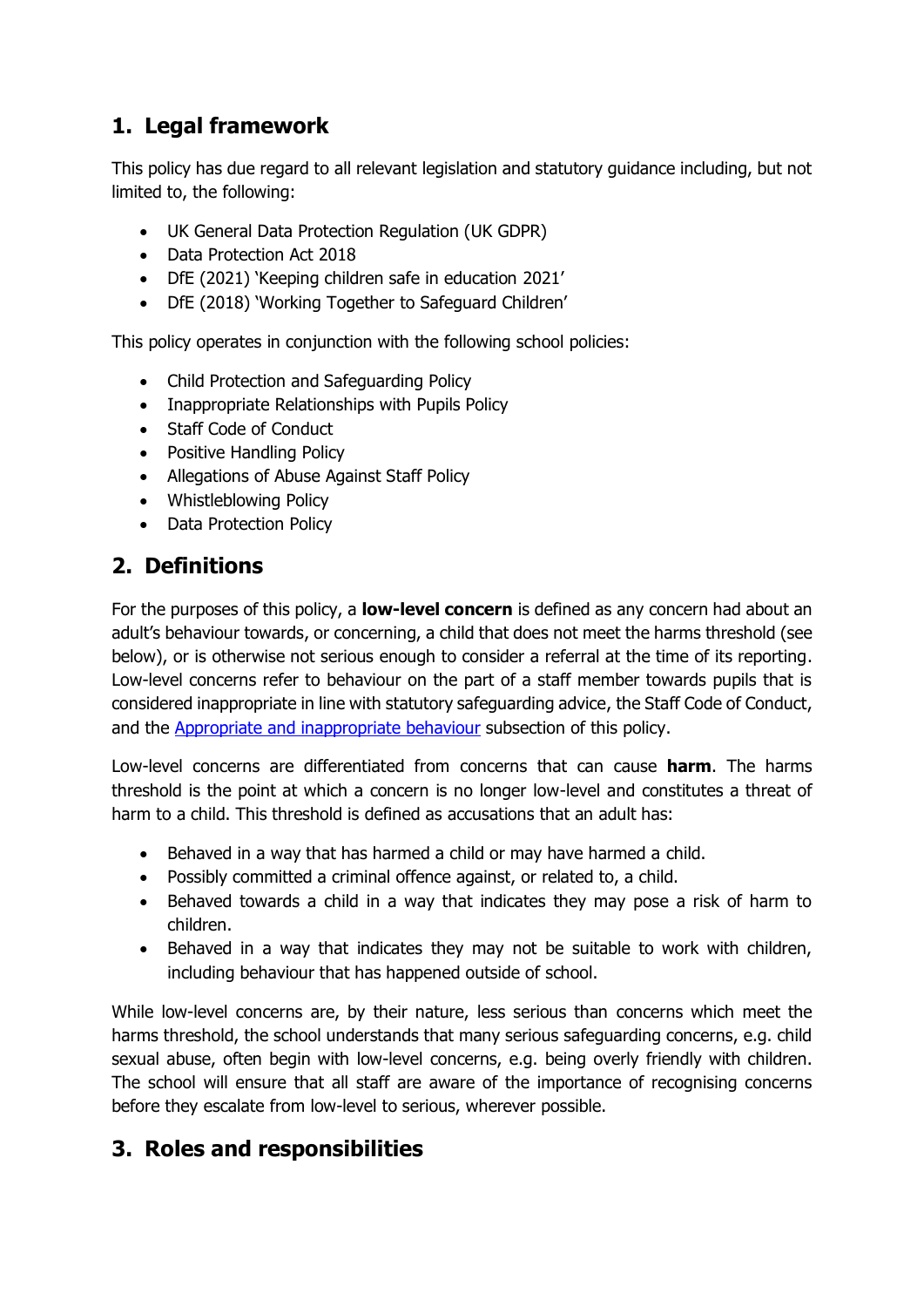## 1. Legal framework

This policy has due regard to all relevant legislation and statutory guidance including, but not limited to, the following:

- UK General Data Protection Regulation (UK GDPR)
- Data Protection Act 2018
- DfE (2021) 'Keeping children safe in education 2021'
- DfE (2018) 'Working Together to Safeguard Children'

This policy operates in conjunction with the following school policies:

- Child Protection and Safeguarding Policy
- Inappropriate Relationships with Pupils Policy
- Staff Code of Conduct
- Positive Handling Policy
- Allegations of Abuse Against Staff Policy
- Whistleblowing Policy
- Data Protection Policy

## 2. Definitions

For the purposes of this policy, a **low-level concern** is defined as any concern had about an adult's behaviour towards, or concerning, a child that does not meet the harms threshold (see below), or is otherwise not serious enough to consider a referral at the time of its reporting. Low-level concerns refer to behaviour on the part of a staff member towards pupils that is considered inappropriate in line with statutory safeguarding advice, the Staff Code of Conduct, and the Appropriate and inappropriate behaviour subsection of this policy.

Low-level concerns are differentiated from concerns that can cause **harm**. The harms threshold is the point at which a concern is no longer low-level and constitutes a threat of harm to a child. This threshold is defined as accusations that an adult has:

- Behaved in a way that has harmed a child or may have harmed a child.
- Possibly committed a criminal offence against, or related to, a child.
- Behaved towards a child in a way that indicates they may pose a risk of harm to children.
- Behaved in a way that indicates they may not be suitable to work with children, including behaviour that has happened outside of school.

While low-level concerns are, by their nature, less serious than concerns which meet the harms threshold, the school understands that many serious safeguarding concerns, e.g. child sexual abuse, often begin with low-level concerns, e.g. being overly friendly with children. The school will ensure that all staff are aware of the importance of recognising concerns before they escalate from low-level to serious, wherever possible.

## 3. Roles and responsibilities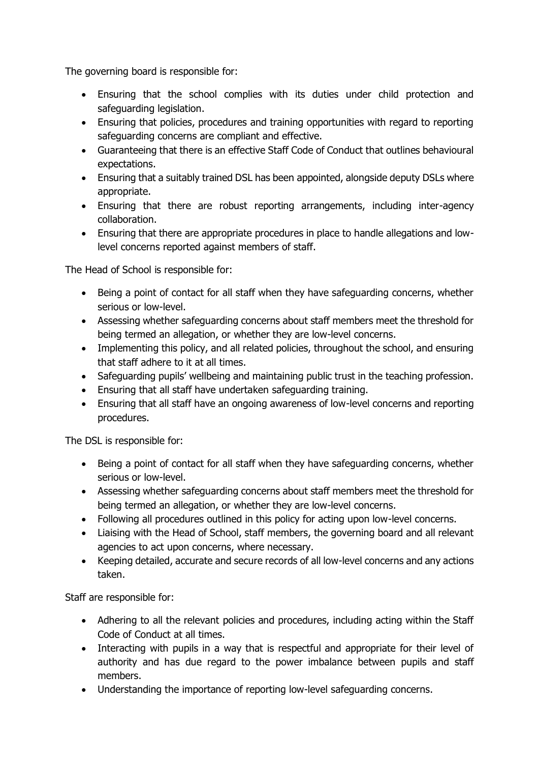The governing board is responsible for:

- Ensuring that the school complies with its duties under child protection and safeguarding legislation.
- Ensuring that policies, procedures and training opportunities with regard to reporting safeguarding concerns are compliant and effective.
- Guaranteeing that there is an effective Staff Code of Conduct that outlines behavioural expectations.
- Ensuring that a suitably trained DSL has been appointed, alongside deputy DSLs where appropriate.
- Ensuring that there are robust reporting arrangements, including inter-agency collaboration.
- Ensuring that there are appropriate procedures in place to handle allegations and low-level concerns reported against members of staff.

The Head of School is responsible for:

- Being a point of contact for all staff when they have safeguarding concerns, whether serious or low-level.
- Assessing whether safeguarding concerns about staff members meet the threshold for being termed an allegation, or whether they are low-level concerns.
- Implementing this policy, and all related policies, throughout the school, and ensuring that staff adhere to it at all times.
- Safeguarding pupils' wellbeing and maintaining public trust in the teaching profession.
- Ensuring that all staff have undertaken safeguarding training.
- Ensuring that all staff have an ongoing awareness of low-level concerns and reporting procedures.

The DSL is responsible for:

- Being a point of contact for all staff when they have safeguarding concerns, whether serious or low-level.
- Assessing whether safeguarding concerns about staff members meet the threshold for being termed an allegation, or whether they are low-level concerns.
- Following all procedures outlined in this policy for acting upon low-level concerns.
- Liaising with the Head of School, staff members, the governing board and all relevant agencies to act upon concerns, where necessary.
- Keeping detailed, accurate and secure records of all low-level concerns and any actions taken.

Staff are responsible for:

- Adhering to all the relevant policies and procedures, including acting within the Staff Code of Conduct at all times.
- Interacting with pupils in a way that is respectful and appropriate for their level of authority and has due regard to the power imbalance between pupils and staff members.
- Understanding the importance of reporting low-level safeguarding concerns.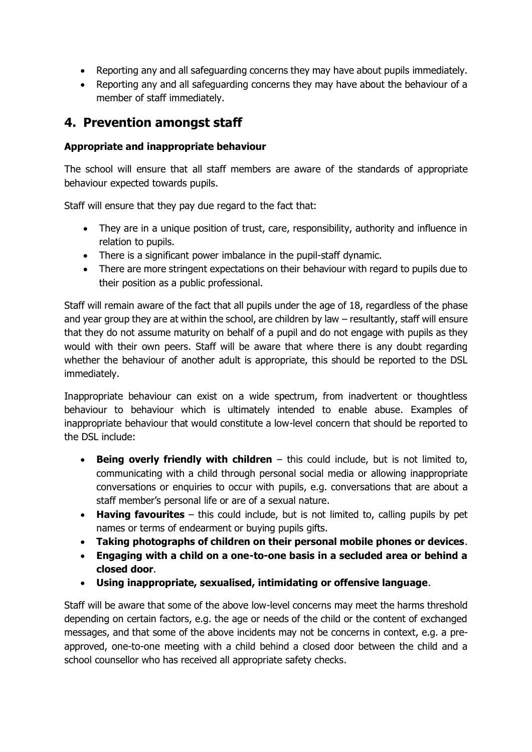- Reporting any and all safeguarding concerns they may have about pupils immediately.
- Reporting any and all safeguarding concerns they may have about the behaviour of a member of staff immediately.

## 4. Prevention amongst staff

### Appropriate and inappropriate behaviour

The school will ensure that all staff members are aware of the standards of appropriate behaviour expected towards pupils.

Staff will ensure that they pay due regard to the fact that:

- They are in a unique position of trust, care, responsibility, authority and influence in relation to pupils.
- There is a significant power imbalance in the pupil-staff dynamic.
- There are more stringent expectations on their behaviour with regard to pupils due to their position as a public professional.

Staff will remain aware of the fact that all pupils under the age of 18, regardless of the phase and year group they are at within the school, are children by law – resultantly, staff will ensure that they do not assume maturity on behalf of a pupil and do not engage with pupils as they would with their own peers. Staff will be aware that where there is any doubt regarding whether the behaviour of another adult is appropriate, this should be reported to the DSL immediately.

Inappropriate behaviour can exist on a wide spectrum, from inadvertent or thoughtless behaviour to behaviour which is ultimately intended to enable abuse. Examples of inappropriate behaviour that would constitute a low-level concern that should be reported to the DSL include:

- **Being overly friendly with children** – this could include, but is not limited to, communicating with a child through personal social media or allowing inappropriate conversations or enquiries to occur with pupils, e.g. conversations that are about a staff member's personal life or are of a sexual nature.
- **Having favourites** – this could include, but is not limited to, calling pupils by pet names or terms of endearment or buying pupils gifts.
- **Taking photographs of children on their personal mobile phones or devices**.
- **Engaging with a child on a one-to-one basis in a secluded area or behind a closed door**.
- **Using inappropriate, sexualised, intimidating or offensive language**.

Staff will be aware that some of the above low-level concerns may meet the harms threshold depending on certain factors, e.g. the age or needs of the child or the content of exchanged messages, and that some of the above incidents may not be concerns in context, e.g. a pre-approved, one-to-one meeting with a child behind a closed door between the child and a school counsellor who has received all appropriate safety checks.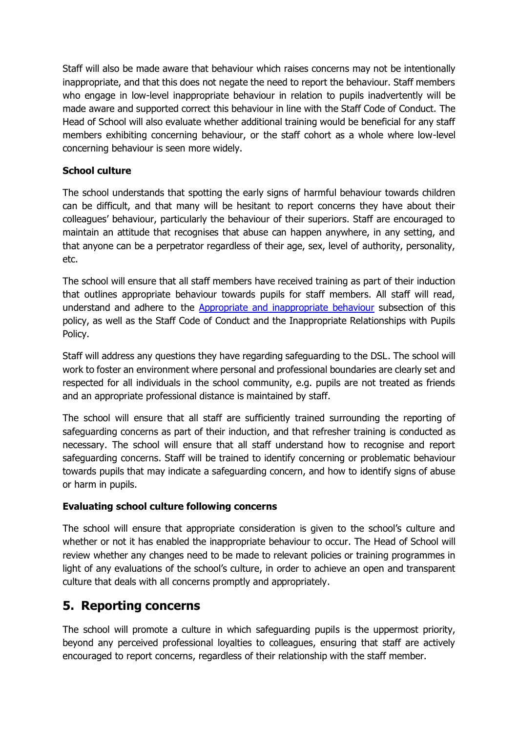Staff will also be made aware that behaviour which raises concerns may not be intentionally inappropriate, and that this does not negate the need to report the behaviour. Staff members who engage in low-level inappropriate behaviour in relation to pupils inadvertently will be made aware and supported correct this behaviour in line with the Staff Code of Conduct. The Head of School will also evaluate whether additional training would be beneficial for any staff members exhibiting concerning behaviour, or the staff cohort as a whole where low-level concerning behaviour is seen more widely.

**School culture**

The school understands that spotting the early signs of harmful behaviour towards children can be difficult, and that many will be hesitant to report concerns they have about their colleagues' behaviour, particularly the behaviour of their superiors. Staff are encouraged to maintain an attitude that recognises that abuse can happen anywhere, in any setting, and that anyone can be a perpetrator regardless of their age, sex, level of authority, personality, etc.

The school will ensure that all staff members have received training as part of their induction that outlines appropriate behaviour towards pupils for staff members. All staff will read, understand and adhere to the [Appropriate and inappropriate behaviour] subsection of this policy, as well as the Staff Code of Conduct and the Inappropriate Relationships with Pupils Policy.

Staff will address any questions they have regarding safeguarding to the DSL. The school will work to foster an environment where personal and professional boundaries are clearly set and respected for all individuals in the school community, e.g. pupils are not treated as friends and an appropriate professional distance is maintained by staff.

The school will ensure that all staff are sufficiently trained surrounding the reporting of safeguarding concerns as part of their induction, and that refresher training is conducted as necessary. The school will ensure that all staff understand how to recognise and report safeguarding concerns. Staff will be trained to identify concerning or problematic behaviour towards pupils that may indicate a safeguarding concern, and how to identify signs of abuse or harm in pupils.

**Evaluating school culture following concerns**

The school will ensure that appropriate consideration is given to the school's culture and whether or not it has enabled the inappropriate behaviour to occur. The Head of School will review whether any changes need to be made to relevant policies or training programmes in light of any evaluations of the school's culture, in order to achieve an open and transparent culture that deals with all concerns promptly and appropriately.

## 5. Reporting concerns

The school will promote a culture in which safeguarding pupils is the uppermost priority, beyond any perceived professional loyalties to colleagues, ensuring that staff are actively encouraged to report concerns, regardless of their relationship with the staff member.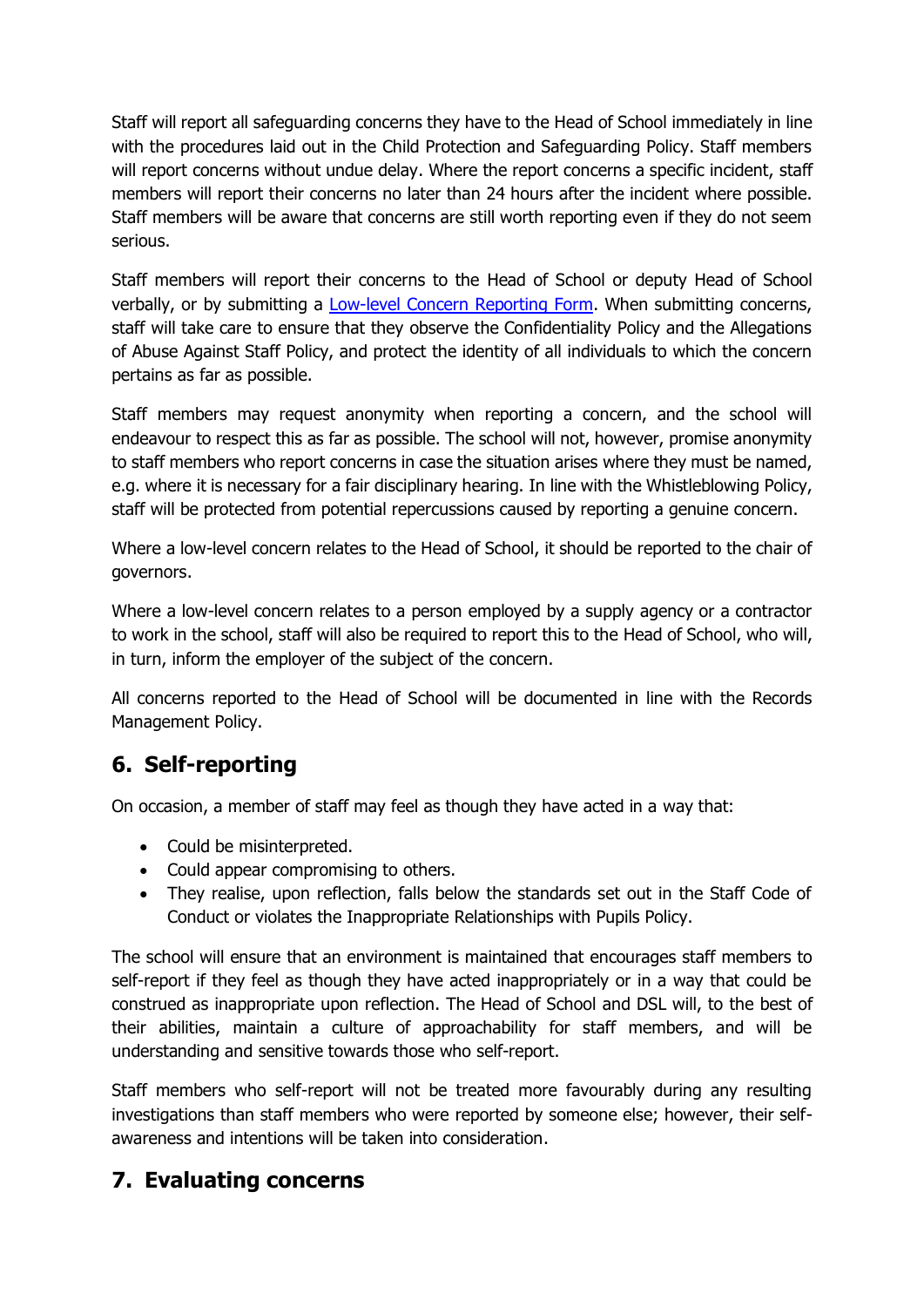Staff will report all safeguarding concerns they have to the Head of School immediately in line with the procedures laid out in the Child Protection and Safeguarding Policy. Staff members will report concerns without undue delay. Where the report concerns a specific incident, staff members will report their concerns no later than 24 hours after the incident where possible. Staff members will be aware that concerns are still worth reporting even if they do not seem serious.

Staff members will report their concerns to the Head of School or deputy Head of School verbally, or by submitting a Low-level Concern Reporting Form. When submitting concerns, staff will take care to ensure that they observe the Confidentiality Policy and the Allegations of Abuse Against Staff Policy, and protect the identity of all individuals to which the concern pertains as far as possible.

Staff members may request anonymity when reporting a concern, and the school will endeavour to respect this as far as possible. The school will not, however, promise anonymity to staff members who report concerns in case the situation arises where they must be named, e.g. where it is necessary for a fair disciplinary hearing. In line with the Whistleblowing Policy, staff will be protected from potential repercussions caused by reporting a genuine concern.

Where a low-level concern relates to the Head of School, it should be reported to the chair of governors.

Where a low-level concern relates to a person employed by a supply agency or a contractor to work in the school, staff will also be required to report this to the Head of School, who will, in turn, inform the employer of the subject of the concern.

All concerns reported to the Head of School will be documented in line with the Records Management Policy.

## 6. Self-reporting

On occasion, a member of staff may feel as though they have acted in a way that:

- Could be misinterpreted.
- Could appear compromising to others.
- They realise, upon reflection, falls below the standards set out in the Staff Code of Conduct or violates the Inappropriate Relationships with Pupils Policy.

The school will ensure that an environment is maintained that encourages staff members to self-report if they feel as though they have acted inappropriately or in a way that could be construed as inappropriate upon reflection. The Head of School and DSL will, to the best of their abilities, maintain a culture of approachability for staff members, and will be understanding and sensitive towards those who self-report.

Staff members who self-report will not be treated more favourably during any resulting investigations than staff members who were reported by someone else; however, their self-awareness and intentions will be taken into consideration.

## 7. Evaluating concerns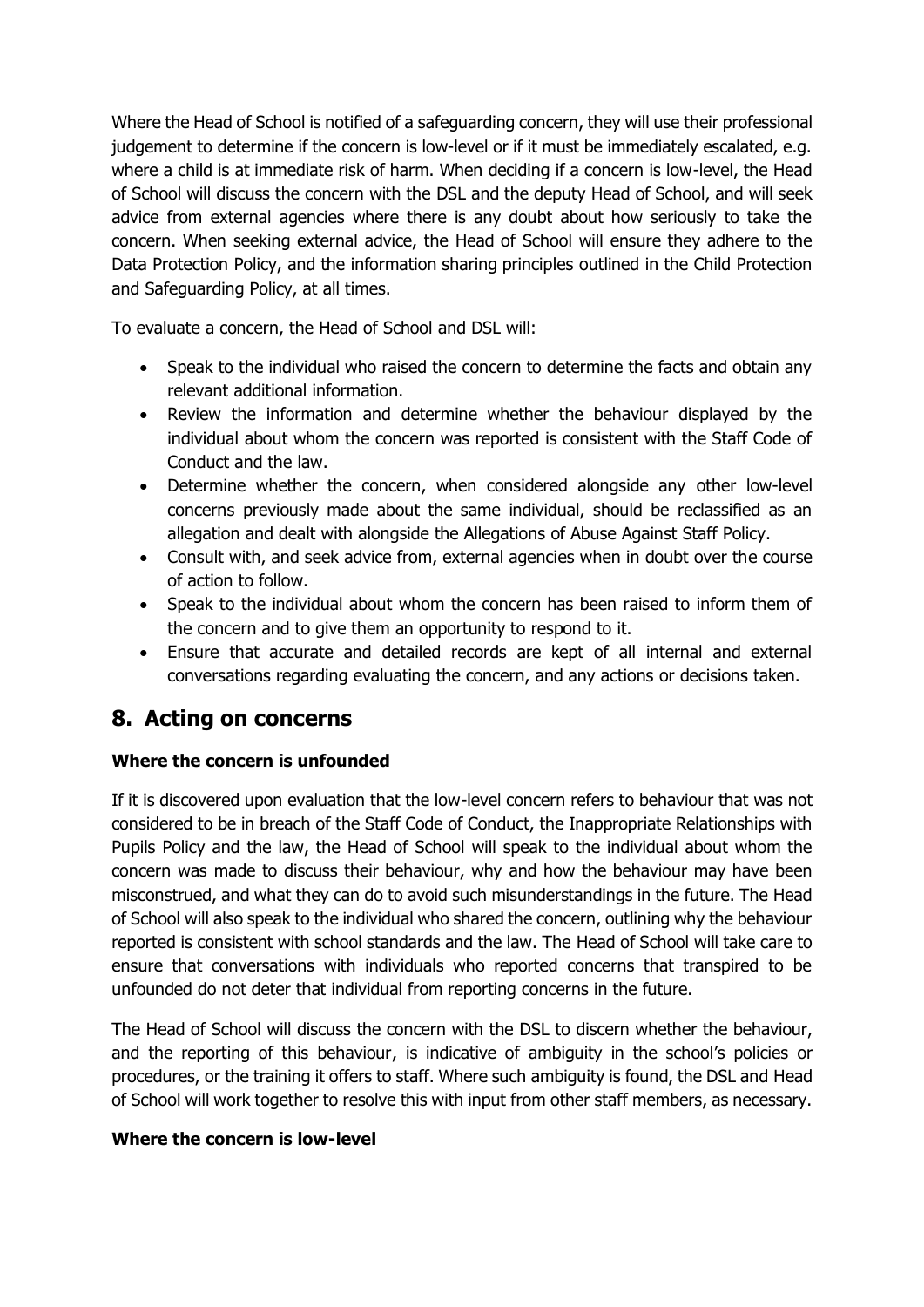Where the Head of School is notified of a safeguarding concern, they will use their professional judgement to determine if the concern is low-level or if it must be immediately escalated, e.g. where a child is at immediate risk of harm. When deciding if a concern is low-level, the Head of School will discuss the concern with the DSL and the deputy Head of School, and will seek advice from external agencies where there is any doubt about how seriously to take the concern. When seeking external advice, the Head of School will ensure they adhere to the Data Protection Policy, and the information sharing principles outlined in the Child Protection and Safeguarding Policy, at all times.

To evaluate a concern, the Head of School and DSL will:

- Speak to the individual who raised the concern to determine the facts and obtain any relevant additional information.
- Review the information and determine whether the behaviour displayed by the individual about whom the concern was reported is consistent with the Staff Code of Conduct and the law.
- Determine whether the concern, when considered alongside any other low-level concerns previously made about the same individual, should be reclassified as an allegation and dealt with alongside the Allegations of Abuse Against Staff Policy.
- Consult with, and seek advice from, external agencies when in doubt over the course of action to follow.
- Speak to the individual about whom the concern has been raised to inform them of the concern and to give them an opportunity to respond to it.
- Ensure that accurate and detailed records are kept of all internal and external conversations regarding evaluating the concern, and any actions or decisions taken.

## 8. Acting on concerns

**Where the concern is unfounded**

If it is discovered upon evaluation that the low-level concern refers to behaviour that was not considered to be in breach of the Staff Code of Conduct, the Inappropriate Relationships with Pupils Policy and the law, the Head of School will speak to the individual about whom the concern was made to discuss their behaviour, why and how the behaviour may have been misconstrued, and what they can do to avoid such misunderstandings in the future. The Head of School will also speak to the individual who shared the concern, outlining why the behaviour reported is consistent with school standards and the law. The Head of School will take care to ensure that conversations with individuals who reported concerns that transpired to be unfounded do not deter that individual from reporting concerns in the future.

The Head of School will discuss the concern with the DSL to discern whether the behaviour, and the reporting of this behaviour, is indicative of ambiguity in the school's policies or procedures, or the training it offers to staff. Where such ambiguity is found, the DSL and Head of School will work together to resolve this with input from other staff members, as necessary.

**Where the concern is low-level**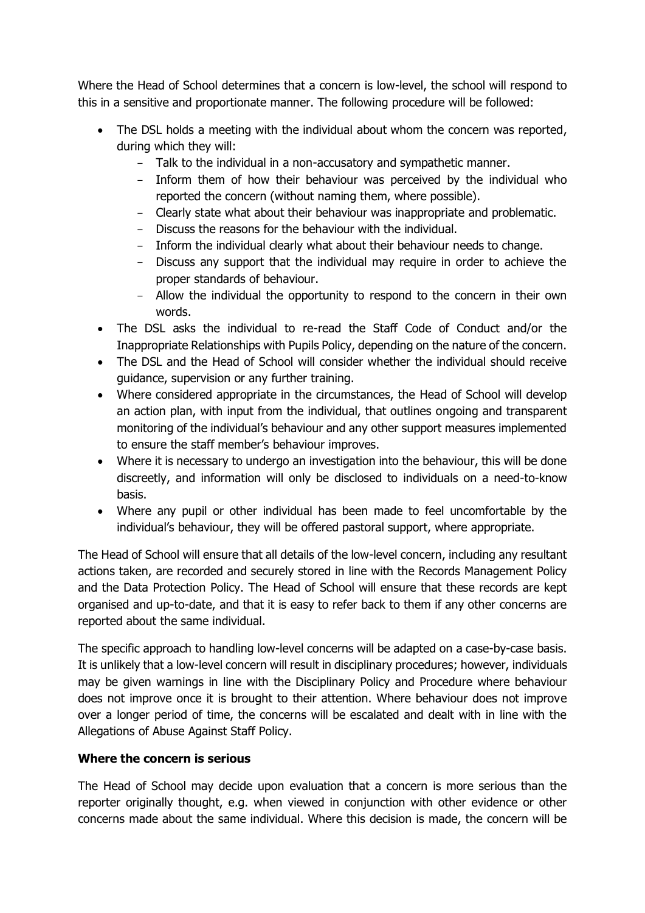Where the Head of School determines that a concern is low-level, the school will respond to this in a sensitive and proportionate manner. The following procedure will be followed:

- The DSL holds a meeting with the individual about whom the concern was reported, during which they will:
  - Talk to the individual in a non-accusatory and sympathetic manner.
  - Inform them of how their behaviour was perceived by the individual who reported the concern (without naming them, where possible).
  - Clearly state what about their behaviour was inappropriate and problematic.
  - Discuss the reasons for the behaviour with the individual.
  - Inform the individual clearly what about their behaviour needs to change.
  - Discuss any support that the individual may require in order to achieve the proper standards of behaviour.
  - Allow the individual the opportunity to respond to the concern in their own words.
- The DSL asks the individual to re-read the Staff Code of Conduct and/or the Inappropriate Relationships with Pupils Policy, depending on the nature of the concern.
- The DSL and the Head of School will consider whether the individual should receive guidance, supervision or any further training.
- Where considered appropriate in the circumstances, the Head of School will develop an action plan, with input from the individual, that outlines ongoing and transparent monitoring of the individual's behaviour and any other support measures implemented to ensure the staff member's behaviour improves.
- Where it is necessary to undergo an investigation into the behaviour, this will be done discreetly, and information will only be disclosed to individuals on a need-to-know basis.
- Where any pupil or other individual has been made to feel uncomfortable by the individual's behaviour, they will be offered pastoral support, where appropriate.

The Head of School will ensure that all details of the low-level concern, including any resultant actions taken, are recorded and securely stored in line with the Records Management Policy and the Data Protection Policy. The Head of School will ensure that these records are kept organised and up-to-date, and that it is easy to refer back to them if any other concerns are reported about the same individual.

The specific approach to handling low-level concerns will be adapted on a case-by-case basis. It is unlikely that a low-level concern will result in disciplinary procedures; however, individuals may be given warnings in line with the Disciplinary Policy and Procedure where behaviour does not improve once it is brought to their attention. Where behaviour does not improve over a longer period of time, the concerns will be escalated and dealt with in line with the Allegations of Abuse Against Staff Policy.

**Where the concern is serious**

The Head of School may decide upon evaluation that a concern is more serious than the reporter originally thought, e.g. when viewed in conjunction with other evidence or other concerns made about the same individual. Where this decision is made, the concern will be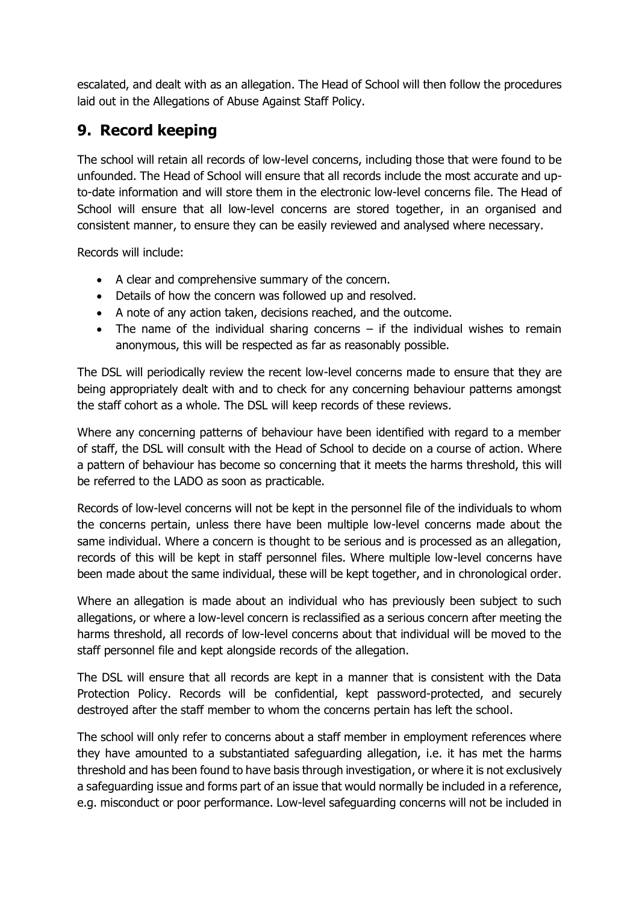escalated, and dealt with as an allegation. The Head of School will then follow the procedures laid out in the Allegations of Abuse Against Staff Policy.

## 9. Record keeping

The school will retain all records of low-level concerns, including those that were found to be unfounded. The Head of School will ensure that all records include the most accurate and up-to-date information and will store them in the electronic low-level concerns file. The Head of School will ensure that all low-level concerns are stored together, in an organised and consistent manner, to ensure they can be easily reviewed and analysed where necessary.

Records will include:

- A clear and comprehensive summary of the concern.
- Details of how the concern was followed up and resolved.
- A note of any action taken, decisions reached, and the outcome.
- The name of the individual sharing concerns – if the individual wishes to remain anonymous, this will be respected as far as reasonably possible.

The DSL will periodically review the recent low-level concerns made to ensure that they are being appropriately dealt with and to check for any concerning behaviour patterns amongst the staff cohort as a whole. The DSL will keep records of these reviews.

Where any concerning patterns of behaviour have been identified with regard to a member of staff, the DSL will consult with the Head of School to decide on a course of action. Where a pattern of behaviour has become so concerning that it meets the harms threshold, this will be referred to the LADO as soon as practicable.

Records of low-level concerns will not be kept in the personnel file of the individuals to whom the concerns pertain, unless there have been multiple low-level concerns made about the same individual. Where a concern is thought to be serious and is processed as an allegation, records of this will be kept in staff personnel files. Where multiple low-level concerns have been made about the same individual, these will be kept together, and in chronological order.

Where an allegation is made about an individual who has previously been subject to such allegations, or where a low-level concern is reclassified as a serious concern after meeting the harms threshold, all records of low-level concerns about that individual will be moved to the staff personnel file and kept alongside records of the allegation.

The DSL will ensure that all records are kept in a manner that is consistent with the Data Protection Policy. Records will be confidential, kept password-protected, and securely destroyed after the staff member to whom the concerns pertain has left the school.

The school will only refer to concerns about a staff member in employment references where they have amounted to a substantiated safeguarding allegation, i.e. it has met the harms threshold and has been found to have basis through investigation, or where it is not exclusively a safeguarding issue and forms part of an issue that would normally be included in a reference, e.g. misconduct or poor performance. Low-level safeguarding concerns will not be included in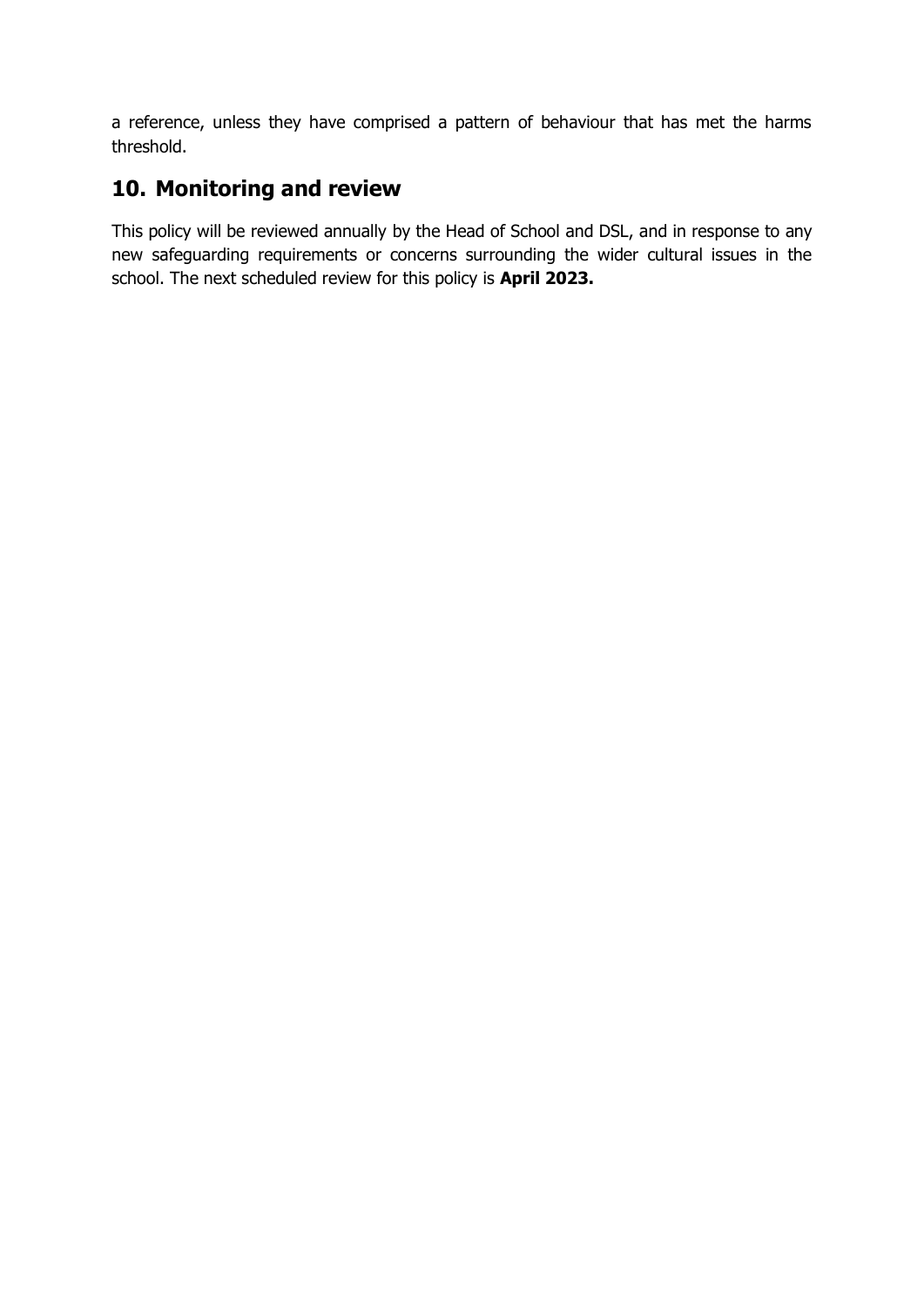a reference, unless they have comprised a pattern of behaviour that has met the harms threshold.

## 10. Monitoring and review

This policy will be reviewed annually by the Head of School and DSL, and in response to any new safeguarding requirements or concerns surrounding the wider cultural issues in the school. The next scheduled review for this policy is **April 2023.**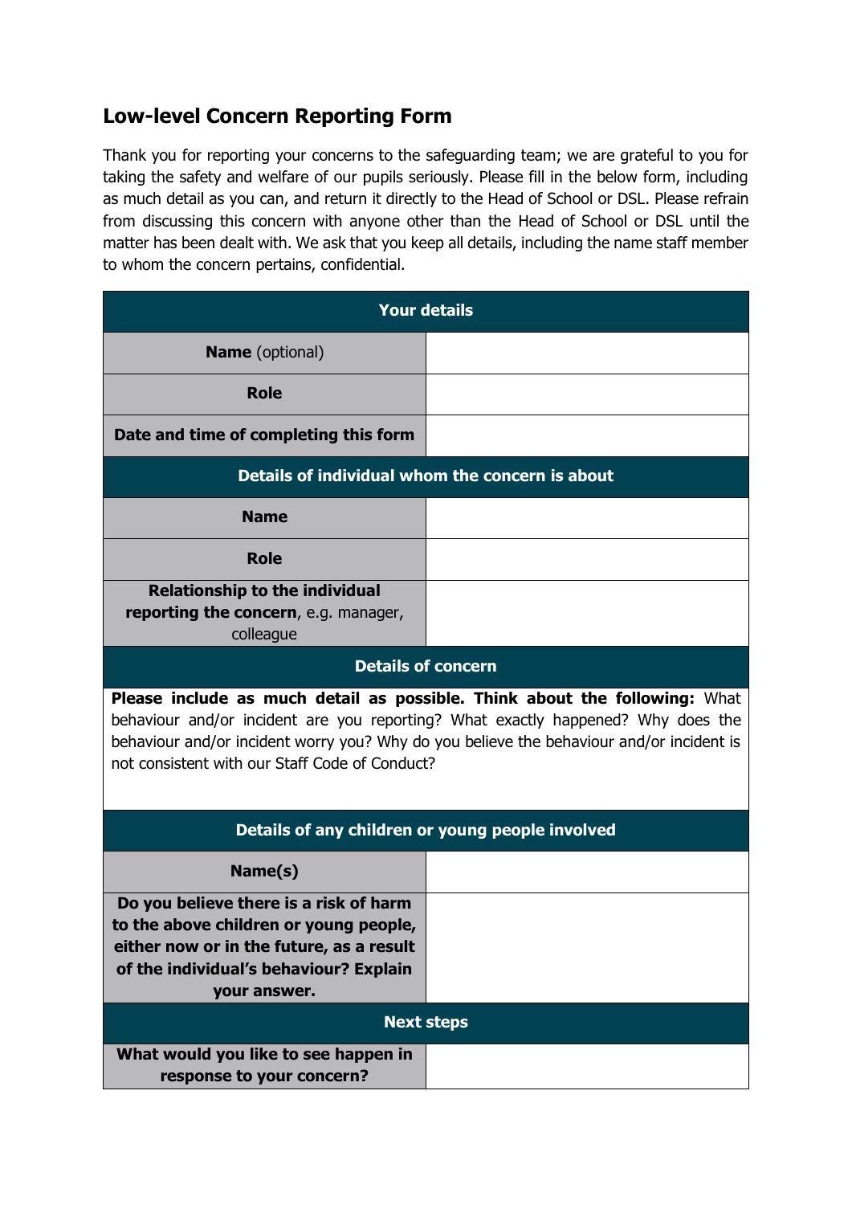## Low-level Concern Reporting Form

Thank you for reporting your concerns to the safeguarding team; we are grateful to you for taking the safety and welfare of our pupils seriously. Please fill in the below form, including as much detail as you can, and return it directly to the Head of School or DSL. Please refrain from discussing this concern with anyone other than the Head of School or DSL until the matter has been dealt with. We ask that you keep all details, including the name staff member to whom the concern pertains, confidential.

| **Your details** | |
|---|---|
| **Name** (optional) | |
| **Role** | |
| **Date and time of completing this form** | |
| **Details of individual whom the concern is about** | |
| **Name** | |
| **Role** | |
| **Relationship to the individual reporting the concern**, e.g. manager, colleague | |
| **Details of concern** | |
| **Please include as much detail as possible. Think about the following:** What behaviour and/or incident are you reporting? What exactly happened? Why does the behaviour and/or incident worry you? Why do you believe the behaviour and/or incident is not consistent with our Staff Code of Conduct? | |
| **Details of any children or young people involved** | |
| **Name(s)** | |
| **Do you believe there is a risk of harm to the above children or young people, either now or in the future, as a result of the individual's behaviour? Explain your answer.** | |
| **Next steps** | |
| **What would you like to see happen in response to your concern?** | |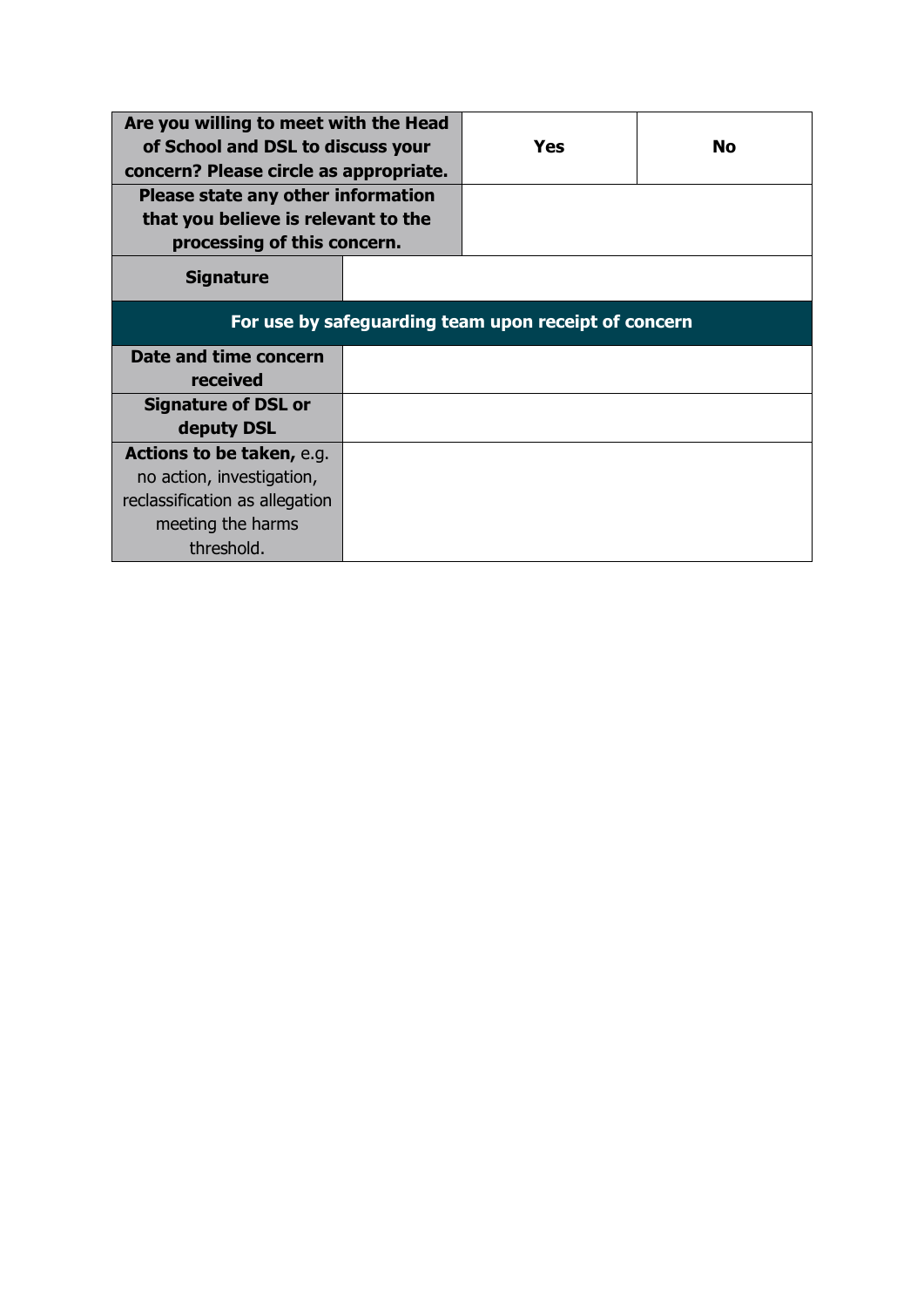| | | |
|---|---|---|
| **Are you willing to meet with the Head of School and DSL to discuss your concern? Please circle as appropriate.** | **Yes** | **No** |
| **Please state any other information that you believe is relevant to the processing of this concern.** | | |
| **Signature** | | |
| **For use by safeguarding team upon receipt of concern** | | |
| **Date and time concern received** | | |
| **Signature of DSL or deputy DSL** | | |
| **Actions to be taken,** e.g. no action, investigation, reclassification as allegation meeting the harms threshold. | | |